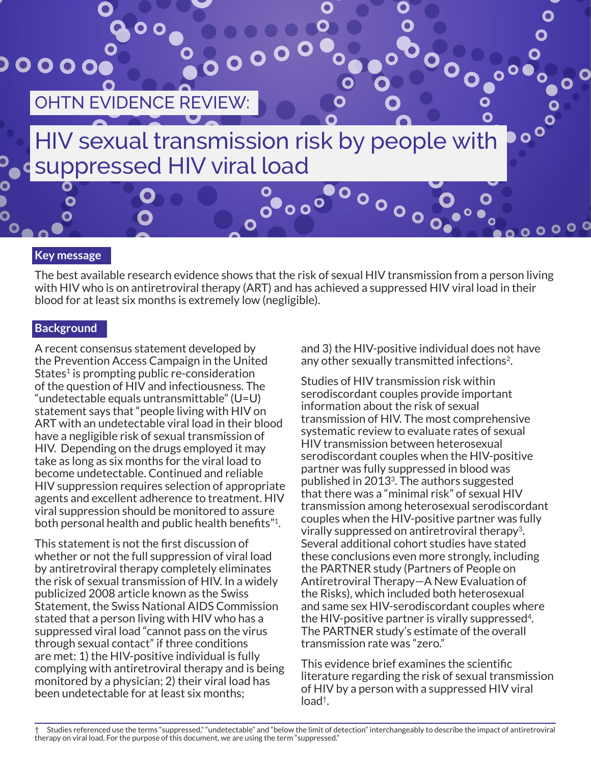OHTN EVIDENCE REVIEW:

# HIV sexual transmission risk by people with suppressed HIV viral load

## Key message

The best available research evidence shows that the risk of sexual HIV transmission from a person living with HIV who is on antiretroviral therapy (ART) and has achieved a suppressed HIV viral load in their blood for at least six months is extremely low (negligible).

## Background

A recent consensus statement developed by the Prevention Access Campaign in the United States[1] is prompting public re-consideration of the question of HIV and infectiousness. The "undetectable equals untransmittable" (U=U) statement says that "people living with HIV on ART with an undetectable viral load in their blood have a negligible risk of sexual transmission of HIV. Depending on the drugs employed it may take as long as six months for the viral load to become undetectable. Continued and reliable HIV suppression requires selection of appropriate agents and excellent adherence to treatment. HIV viral suppression should be monitored to assure both personal health and public health benefits"[1].

This statement is not the first discussion of whether or not the full suppression of viral load by antiretroviral therapy completely eliminates the risk of sexual transmission of HIV. In a widely publicized 2008 article known as the Swiss Statement, the Swiss National AIDS Commission stated that a person living with HIV who has a suppressed viral load "cannot pass on the virus through sexual contact" if three conditions are met: 1) the HIV-positive individual is fully complying with antiretroviral therapy and is being monitored by a physician; 2) their viral load has been undetectable for at least six months; and 3) the HIV-positive individual does not have any other sexually transmitted infections[2].

Studies of HIV transmission risk within serodiscordant couples provide important information about the risk of sexual transmission of HIV. The most comprehensive systematic review to evaluate rates of sexual HIV transmission between heterosexual serodiscordant couples when the HIV-positive partner was fully suppressed in blood was published in 2013[3]. The authors suggested that there was a "minimal risk" of sexual HIV transmission among heterosexual serodiscordant couples when the HIV-positive partner was fully virally suppressed on antiretroviral therapy[3]. Several additional cohort studies have stated these conclusions even more strongly, including the PARTNER study (Partners of People on Antiretroviral Therapy—A New Evaluation of the Risks), which included both heterosexual and same sex HIV-serodiscordant couples where the HIV-positive partner is virally suppressed[4]. The PARTNER study's estimate of the overall transmission rate was "zero."

This evidence brief examines the scientific literature regarding the risk of sexual transmission of HIV by a person with a suppressed HIV viral load[†].

† Studies referenced use the terms "suppressed," "undetectable" and "below the limit of detection" interchangeably to describe the impact of antiretroviral therapy on viral load. For the purpose of this document, we are using the term "suppressed."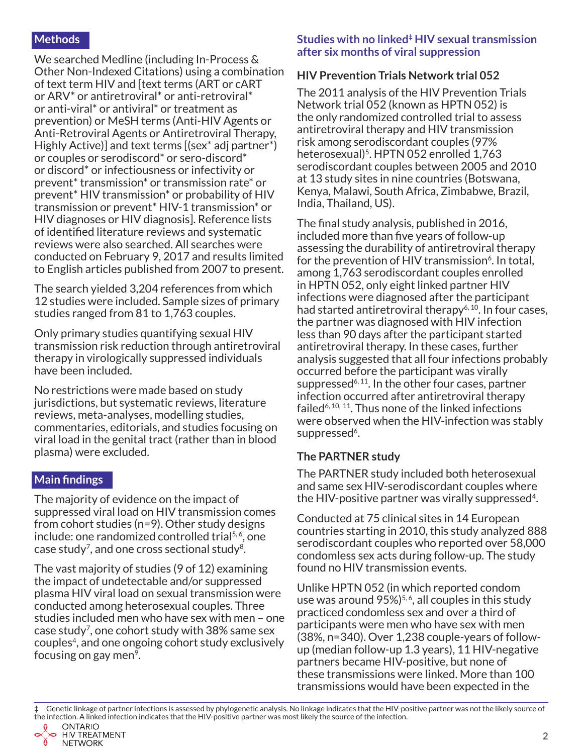## Methods

We searched Medline (including In-Process & Other Non-Indexed Citations) using a combination of text term HIV and [text terms (ART or cART or ARV* or antiretroviral* or anti-retroviral* or anti-viral* or antiviral* or treatment as prevention) or MeSH terms (Anti-HIV Agents or Anti-Retroviral Agents or Antiretroviral Therapy, Highly Active)] and text terms [(sex* adj partner*) or couples or serodiscord* or sero-discord* or discord* or infectiousness or infectivity or prevent* transmission* or transmission rate* or prevent* HIV transmission* or probability of HIV transmission or prevent* HIV-1 transmission* or HIV diagnoses or HIV diagnosis]. Reference lists of identified literature reviews and systematic reviews were also searched. All searches were conducted on February 9, 2017 and results limited to English articles published from 2007 to present.

The search yielded 3,204 references from which 12 studies were included. Sample sizes of primary studies ranged from 81 to 1,763 couples.

Only primary studies quantifying sexual HIV transmission risk reduction through antiretroviral therapy in virologically suppressed individuals have been included.

No restrictions were made based on study jurisdictions, but systematic reviews, literature reviews, meta-analyses, modelling studies, commentaries, editorials, and studies focusing on viral load in the genital tract (rather than in blood plasma) were excluded.

## Main findings

The majority of evidence on the impact of suppressed viral load on HIV transmission comes from cohort studies (n=9). Other study designs include: one randomized controlled trial[5,6], one case study[7], and one cross sectional study[8].

The vast majority of studies (9 of 12) examining the impact of undetectable and/or suppressed plasma HIV viral load on sexual transmission were conducted among heterosexual couples. Three studies included men who have sex with men – one case study[7], one cohort study with 38% same sex couples[4], and one ongoing cohort study exclusively focusing on gay men[9].

## Studies with no linked‡ HIV sexual transmission after six months of viral suppression

### HIV Prevention Trials Network trial 052

The 2011 analysis of the HIV Prevention Trials Network trial 052 (known as HPTN 052) is the only randomized controlled trial to assess antiretroviral therapy and HIV transmission risk among serodiscordant couples (97% heterosexual)[5]. HPTN 052 enrolled 1,763 serodiscordant couples between 2005 and 2010 at 13 study sites in nine countries (Botswana, Kenya, Malawi, South Africa, Zimbabwe, Brazil, India, Thailand, US).

The final study analysis, published in 2016, included more than five years of follow-up assessing the durability of antiretroviral therapy for the prevention of HIV transmission[6]. In total, among 1,763 serodiscordant couples enrolled in HPTN 052, only eight linked partner HIV infections were diagnosed after the participant had started antiretroviral therapy[6,10]. In four cases, the partner was diagnosed with HIV infection less than 90 days after the participant started antiretroviral therapy. In these cases, further analysis suggested that all four infections probably occurred before the participant was virally suppressed[6,11]. In the other four cases, partner infection occurred after antiretroviral therapy failed[6,10,11]. Thus none of the linked infections were observed when the HIV-infection was stably suppressed[6].

### The PARTNER study

The PARTNER study included both heterosexual and same sex HIV-serodiscordant couples where the HIV-positive partner was virally suppressed[4].

Conducted at 75 clinical sites in 14 European countries starting in 2010, this study analyzed 888 serodiscordant couples who reported over 58,000 condomless sex acts during follow-up. The study found no HIV transmission events.

Unlike HPTN 052 (in which reported condom use was around 95%)[5,6], all couples in this study practiced condomless sex and over a third of participants were men who have sex with men (38%, n=340). Over 1,238 couple-years of follow-up (median follow-up 1.3 years), 11 HIV-negative partners became HIV-positive, but none of these transmissions were linked. More than 100 transmissions would have been expected in the

‡ Genetic linkage of partner infections is assessed by phylogenetic analysis. No linkage indicates that the HIV-positive partner was not the likely source of the infection. A linked infection indicates that the HIV-positive partner was most likely the source of the infection.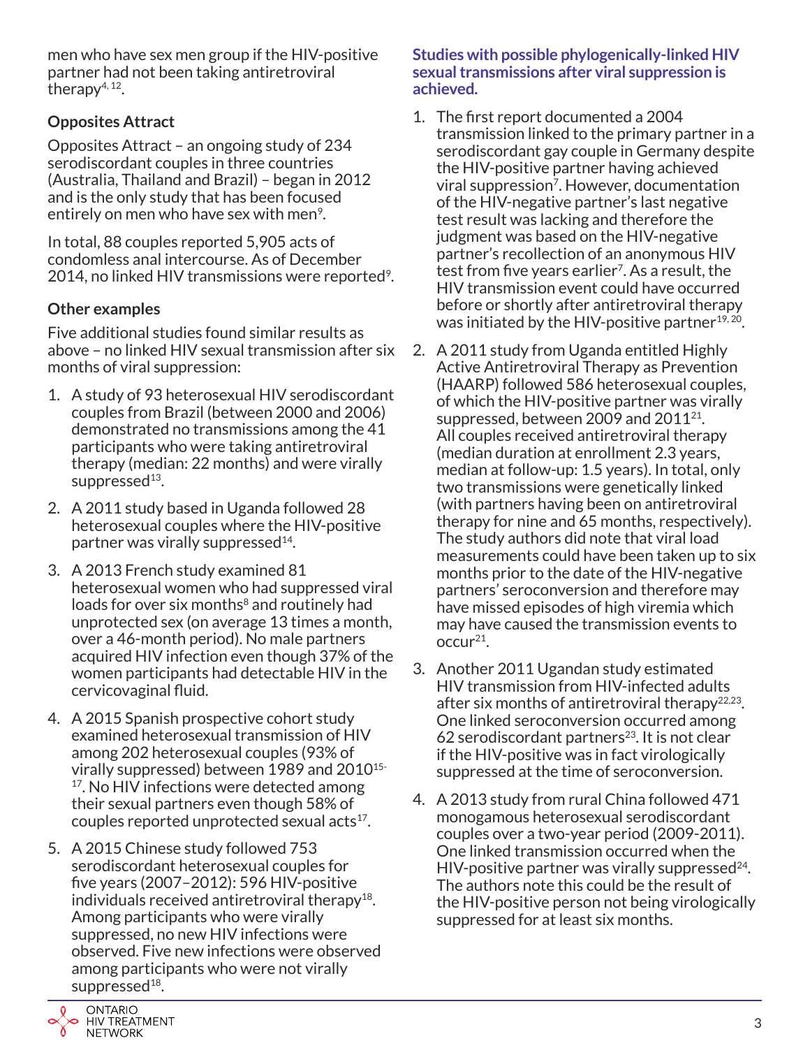men who have sex men group if the HIV-positive partner had not been taking antiretroviral therapy[4, 12].

### Opposites Attract

Opposites Attract – an ongoing study of 234 serodiscordant couples in three countries (Australia, Thailand and Brazil) – began in 2012 and is the only study that has been focused entirely on men who have sex with men[9].

In total, 88 couples reported 5,905 acts of condomless anal intercourse. As of December 2014, no linked HIV transmissions were reported[9].

### Other examples

Five additional studies found similar results as above – no linked HIV sexual transmission after six months of viral suppression:

1. A study of 93 heterosexual HIV serodiscordant couples from Brazil (between 2000 and 2006) demonstrated no transmissions among the 41 participants who were taking antiretroviral therapy (median: 22 months) and were virally suppressed[13].
2. A 2011 study based in Uganda followed 28 heterosexual couples where the HIV-positive partner was virally suppressed[14].
3. A 2013 French study examined 81 heterosexual women who had suppressed viral loads for over six months[8] and routinely had unprotected sex (on average 13 times a month, over a 46-month period). No male partners acquired HIV infection even though 37% of the women participants had detectable HIV in the cervicovaginal fluid.
4. A 2015 Spanish prospective cohort study examined heterosexual transmission of HIV among 202 heterosexual couples (93% of virally suppressed) between 1989 and 2010[15-17]. No HIV infections were detected among their sexual partners even though 58% of couples reported unprotected sexual acts[17].
5. A 2015 Chinese study followed 753 serodiscordant heterosexual couples for five years (2007–2012): 596 HIV-positive individuals received antiretroviral therapy[18]. Among participants who were virally suppressed, no new HIV infections were observed. Five new infections were observed among participants who were not virally suppressed[18].

### Studies with possible phylogenically-linked HIV sexual transmissions after viral suppression is achieved.

1. The first report documented a 2004 transmission linked to the primary partner in a serodiscordant gay couple in Germany despite the HIV-positive partner having achieved viral suppression[7]. However, documentation of the HIV-negative partner's last negative test result was lacking and therefore the judgment was based on the HIV-negative partner's recollection of an anonymous HIV test from five years earlier[7]. As a result, the HIV transmission event could have occurred before or shortly after antiretroviral therapy was initiated by the HIV-positive partner[19, 20].
2. A 2011 study from Uganda entitled Highly Active Antiretroviral Therapy as Prevention (HAARP) followed 586 heterosexual couples, of which the HIV-positive partner was virally suppressed, between 2009 and 2011[21]. All couples received antiretroviral therapy (median duration at enrollment 2.3 years, median at follow-up: 1.5 years). In total, only two transmissions were genetically linked (with partners having been on antiretroviral therapy for nine and 65 months, respectively). The study authors did note that viral load measurements could have been taken up to six months prior to the date of the HIV-negative partners' seroconversion and therefore may have missed episodes of high viremia which may have caused the transmission events to occur[21].
3. Another 2011 Ugandan study estimated HIV transmission from HIV-infected adults after six months of antiretroviral therapy[22,23]. One linked seroconversion occurred among 62 serodiscordant partners[23]. It is not clear if the HIV-positive was in fact virologically suppressed at the time of seroconversion.
4. A 2013 study from rural China followed 471 monogamous heterosexual serodiscordant couples over a two-year period (2009-2011). One linked transmission occurred when the HIV-positive partner was virally suppressed[24]. The authors note this could be the result of the HIV-positive person not being virologically suppressed for at least six months.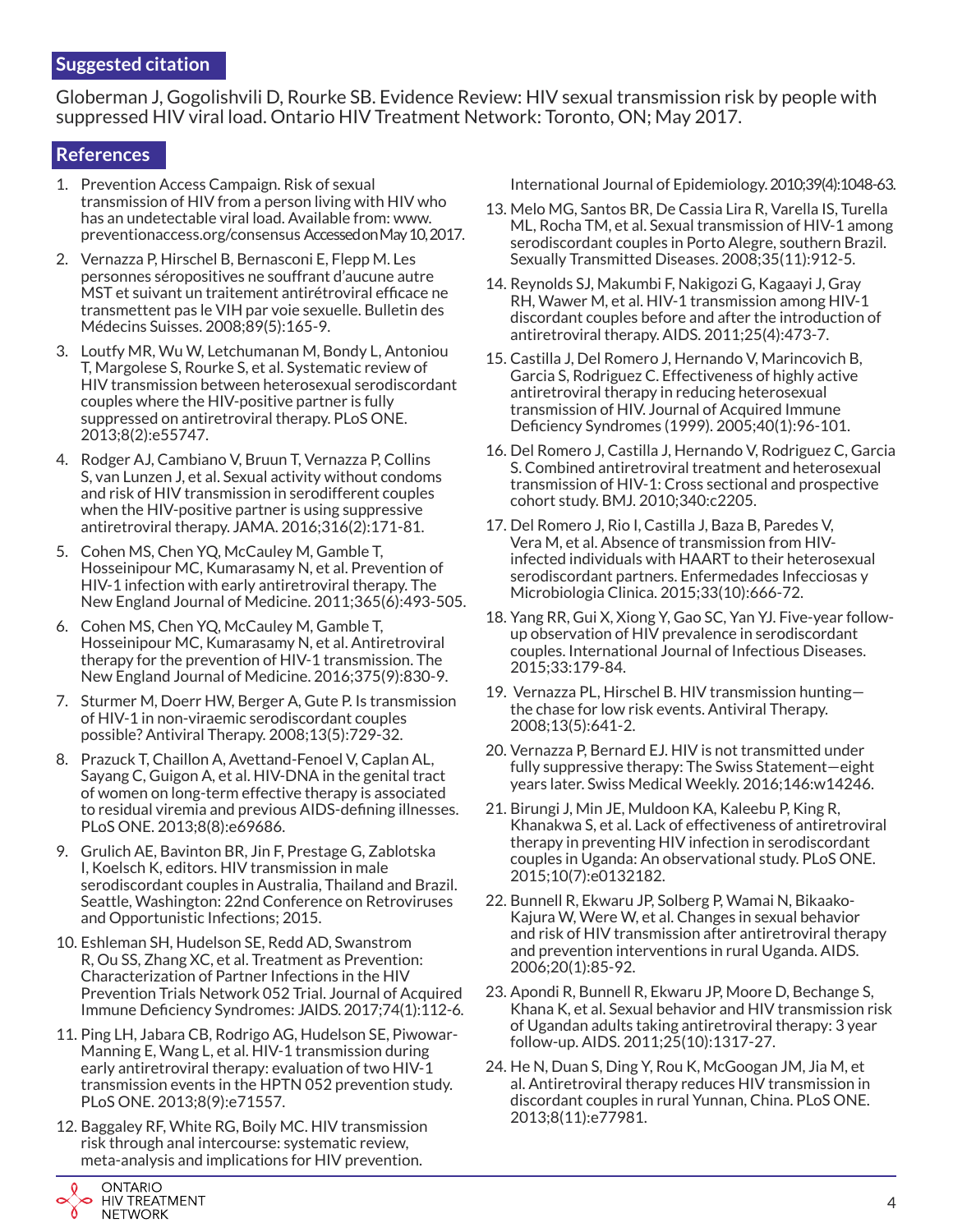## Suggested citation

Globerman J, Gogolishvili D, Rourke SB. Evidence Review: HIV sexual transmission risk by people with suppressed HIV viral load. Ontario HIV Treatment Network: Toronto, ON; May 2017.

## References

1. Prevention Access Campaign. Risk of sexual transmission of HIV from a person living with HIV who has an undetectable viral load. Available from: www.preventionaccess.org/consensus Accessed on May 10, 2017.
2. Vernazza P, Hirschel B, Bernasconi E, Flepp M. Les personnes séropositives ne souffrant d'aucune autre MST et suivant un traitement antirétroviral efficace ne transmettent pas le VIH par voie sexuelle. Bulletin des Médecins Suisses. 2008;89(5):165-9.
3. Loutfy MR, Wu W, Letchumanan M, Bondy L, Antoniou T, Margolese S, Rourke S, et al. Systematic review of HIV transmission between heterosexual serodiscordant couples where the HIV-positive partner is fully suppressed on antiretroviral therapy. PLoS ONE. 2013;8(2):e55747.
4. Rodger AJ, Cambiano V, Bruun T, Vernazza P, Collins S, van Lunzen J, et al. Sexual activity without condoms and risk of HIV transmission in serodifferent couples when the HIV-positive partner is using suppressive antiretroviral therapy. JAMA. 2016;316(2):171-81.
5. Cohen MS, Chen YQ, McCauley M, Gamble T, Hosseinipour MC, Kumarasamy N, et al. Prevention of HIV-1 infection with early antiretroviral therapy. The New England Journal of Medicine. 2011;365(6):493-505.
6. Cohen MS, Chen YQ, McCauley M, Gamble T, Hosseinipour MC, Kumarasamy N, et al. Antiretroviral therapy for the prevention of HIV-1 transmission. The New England Journal of Medicine. 2016;375(9):830-9.
7. Sturmer M, Doerr HW, Berger A, Gute P. Is transmission of HIV-1 in non-viraemic serodiscordant couples possible? Antiviral Therapy. 2008;13(5):729-32.
8. Prazuck T, Chaillon A, Avettand-Fenoel V, Caplan AL, Sayang C, Guigon A, et al. HIV-DNA in the genital tract of women on long-term effective therapy is associated to residual viremia and previous AIDS-defining illnesses. PLoS ONE. 2013;8(8):e69686.
9. Grulich AE, Bavinton BR, Jin F, Prestage G, Zablotska I, Koelsch K, editors. HIV transmission in male serodiscordant couples in Australia, Thailand and Brazil. Seattle, Washington: 22nd Conference on Retroviruses and Opportunistic Infections; 2015.
10. Eshleman SH, Hudelson SE, Redd AD, Swanstrom R, Ou SS, Zhang XC, et al. Treatment as Prevention: Characterization of Partner Infections in the HIV Prevention Trials Network 052 Trial. Journal of Acquired Immune Deficiency Syndromes: JAIDS. 2017;74(1):112-6.
11. Ping LH, Jabara CB, Rodrigo AG, Hudelson SE, Piwowar-Manning E, Wang L, et al. HIV-1 transmission during early antiretroviral therapy: evaluation of two HIV-1 transmission events in the HPTN 052 prevention study. PLoS ONE. 2013;8(9):e71557.
12. Baggaley RF, White RG, Boily MC. HIV transmission risk through anal intercourse: systematic review, meta-analysis and implications for HIV prevention. International Journal of Epidemiology. 2010;39(4):1048-63.
13. Melo MG, Santos BR, De Cassia Lira R, Varella IS, Turella ML, Rocha TM, et al. Sexual transmission of HIV-1 among serodiscordant couples in Porto Alegre, southern Brazil. Sexually Transmitted Diseases. 2008;35(11):912-5.
14. Reynolds SJ, Makumbi F, Nakigozi G, Kagaayi J, Gray RH, Wawer M, et al. HIV-1 transmission among HIV-1 discordant couples before and after the introduction of antiretroviral therapy. AIDS. 2011;25(4):473-7.
15. Castilla J, Del Romero J, Hernando V, Marincovich B, Garcia S, Rodriguez C. Effectiveness of highly active antiretroviral therapy in reducing heterosexual transmission of HIV. Journal of Acquired Immune Deficiency Syndromes (1999). 2005;40(1):96-101.
16. Del Romero J, Castilla J, Hernando V, Rodriguez C, Garcia S. Combined antiretroviral treatment and heterosexual transmission of HIV-1: Cross sectional and prospective cohort study. BMJ. 2010;340:c2205.
17. Del Romero J, Rio I, Castilla J, Baza B, Paredes V, Vera M, et al. Absence of transmission from HIV-infected individuals with HAART to their heterosexual serodiscordant partners. Enfermedades Infecciosas y Microbiologia Clinica. 2015;33(10):666-72.
18. Yang RR, Gui X, Xiong Y, Gao SC, Yan YJ. Five-year follow-up observation of HIV prevalence in serodiscordant couples. International Journal of Infectious Diseases. 2015;33:179-84.
19. Vernazza PL, Hirschel B. HIV transmission hunting—the chase for low risk events. Antiviral Therapy. 2008;13(5):641-2.
20. Vernazza P, Bernard EJ. HIV is not transmitted under fully suppressive therapy: The Swiss Statement—eight years later. Swiss Medical Weekly. 2016;146:w14246.
21. Birungi J, Min JE, Muldoon KA, Kaleebu P, King R, Khanakwa S, et al. Lack of effectiveness of antiretroviral therapy in preventing HIV infection in serodiscordant couples in Uganda: An observational study. PLoS ONE. 2015;10(7):e0132182.
22. Bunnell R, Ekwaru JP, Solberg P, Wamai N, Bikaako-Kajura W, Were W, et al. Changes in sexual behavior and risk of HIV transmission after antiretroviral therapy and prevention interventions in rural Uganda. AIDS. 2006;20(1):85-92.
23. Apondi R, Bunnell R, Ekwaru JP, Moore D, Bechange S, Khana K, et al. Sexual behavior and HIV transmission risk of Ugandan adults taking antiretroviral therapy: 3 year follow-up. AIDS. 2011;25(10):1317-27.
24. He N, Duan S, Ding Y, Rou K, McGoogan JM, Jia M, et al. Antiretroviral therapy reduces HIV transmission in discordant couples in rural Yunnan, China. PLoS ONE. 2013;8(11):e77981.